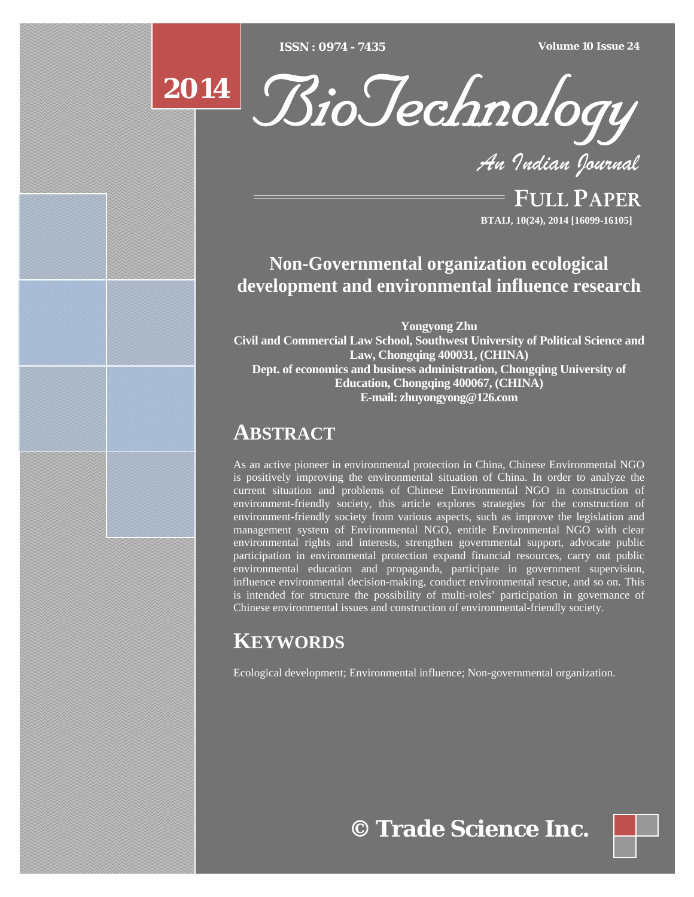# Non-Governmental organization ecological development and environmental influence research

**Yongyong Zhu**

**Civil and Commercial Law School, Southwest University of Political Science and Law, Chongqing 400031, (CHINA)**

**Dept. of economics and business administration, Chongqing University of Education, Chongqing 400067, (CHINA)**

**E-mail: zhuyongyong@126.com**

## ABSTRACT

As an active pioneer in environmental protection in China, Chinese Environmental NGO is positively improving the environmental situation of China. In order to analyze the current situation and problems of Chinese Environmental NGO in construction of environment-friendly society, this article explores strategies for the construction of environment-friendly society from various aspects, such as improve the legislation and management system of Environmental NGO, entitle Environmental NGO with clear environmental rights and interests, strengthen governmental support, advocate public participation in environmental protection expand financial resources, carry out public environmental education and propaganda, participate in government supervision, influence environmental decision-making, conduct environmental rescue, and so on. This is intended for structure the possibility of multi-roles' participation in governance of Chinese environmental issues and construction of environmental-friendly society.

## KEYWORDS

Ecological development; Environmental influence; Non-governmental organization.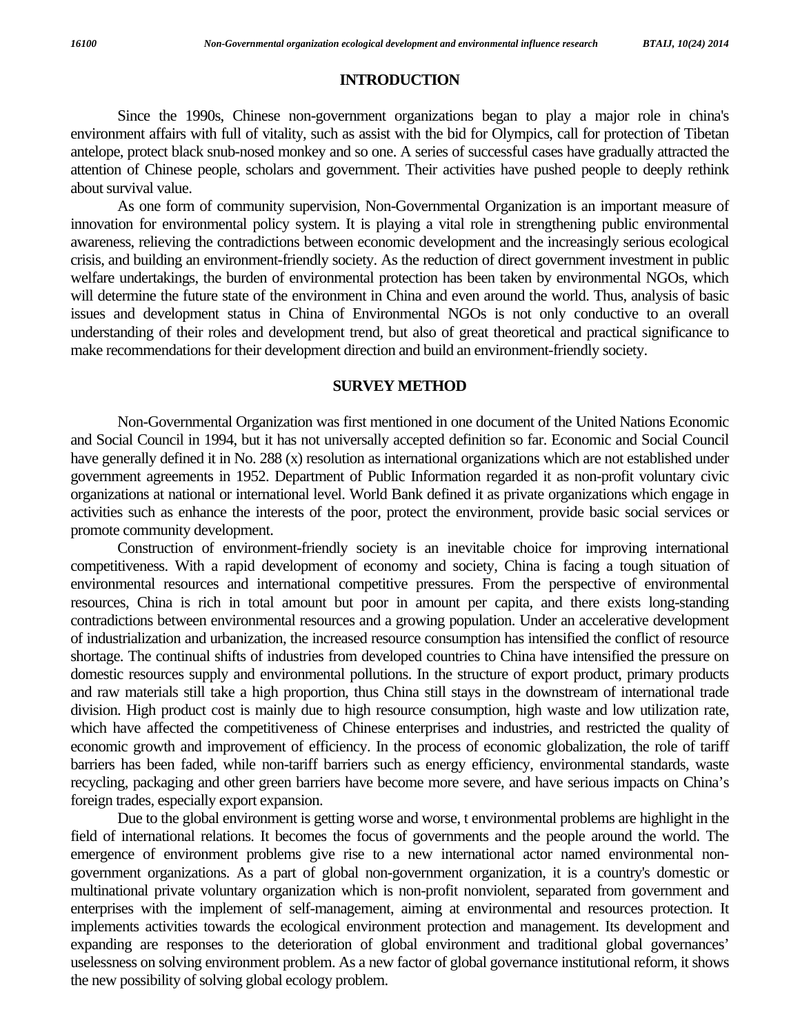## INTRODUCTION

Since the 1990s, Chinese non-government organizations began to play a major role in china's environment affairs with full of vitality, such as assist with the bid for Olympics, call for protection of Tibetan antelope, protect black snub-nosed monkey and so one. A series of successful cases have gradually attracted the attention of Chinese people, scholars and government. Their activities have pushed people to deeply rethink about survival value.

As one form of community supervision, Non-Governmental Organization is an important measure of innovation for environmental policy system. It is playing a vital role in strengthening public environmental awareness, relieving the contradictions between economic development and the increasingly serious ecological crisis, and building an environment-friendly society. As the reduction of direct government investment in public welfare undertakings, the burden of environmental protection has been taken by environmental NGOs, which will determine the future state of the environment in China and even around the world. Thus, analysis of basic issues and development status in China of Environmental NGOs is not only conductive to an overall understanding of their roles and development trend, but also of great theoretical and practical significance to make recommendations for their development direction and build an environment-friendly society.

## SURVEY METHOD

Non-Governmental Organization was first mentioned in one document of the United Nations Economic and Social Council in 1994, but it has not universally accepted definition so far. Economic and Social Council have generally defined it in No. 288 (x) resolution as international organizations which are not established under government agreements in 1952. Department of Public Information regarded it as non-profit voluntary civic organizations at national or international level. World Bank defined it as private organizations which engage in activities such as enhance the interests of the poor, protect the environment, provide basic social services or promote community development.

Construction of environment-friendly society is an inevitable choice for improving international competitiveness. With a rapid development of economy and society, China is facing a tough situation of environmental resources and international competitive pressures. From the perspective of environmental resources, China is rich in total amount but poor in amount per capita, and there exists long-standing contradictions between environmental resources and a growing population. Under an accelerative development of industrialization and urbanization, the increased resource consumption has intensified the conflict of resource shortage. The continual shifts of industries from developed countries to China have intensified the pressure on domestic resources supply and environmental pollutions. In the structure of export product, primary products and raw materials still take a high proportion, thus China still stays in the downstream of international trade division. High product cost is mainly due to high resource consumption, high waste and low utilization rate, which have affected the competitiveness of Chinese enterprises and industries, and restricted the quality of economic growth and improvement of efficiency. In the process of economic globalization, the role of tariff barriers has been faded, while non-tariff barriers such as energy efficiency, environmental standards, waste recycling, packaging and other green barriers have become more severe, and have serious impacts on China's foreign trades, especially export expansion.

Due to the global environment is getting worse and worse, t environmental problems are highlight in the field of international relations. It becomes the focus of governments and the people around the world. The emergence of environment problems give rise to a new international actor named environmental non-government organizations. As a part of global non-government organization, it is a country's domestic or multinational private voluntary organization which is non-profit nonviolent, separated from government and enterprises with the implement of self-management, aiming at environmental and resources protection. It implements activities towards the ecological environment protection and management. Its development and expanding are responses to the deterioration of global environment and traditional global governances' uselessness on solving environment problem. As a new factor of global governance institutional reform, it shows the new possibility of solving global ecology problem.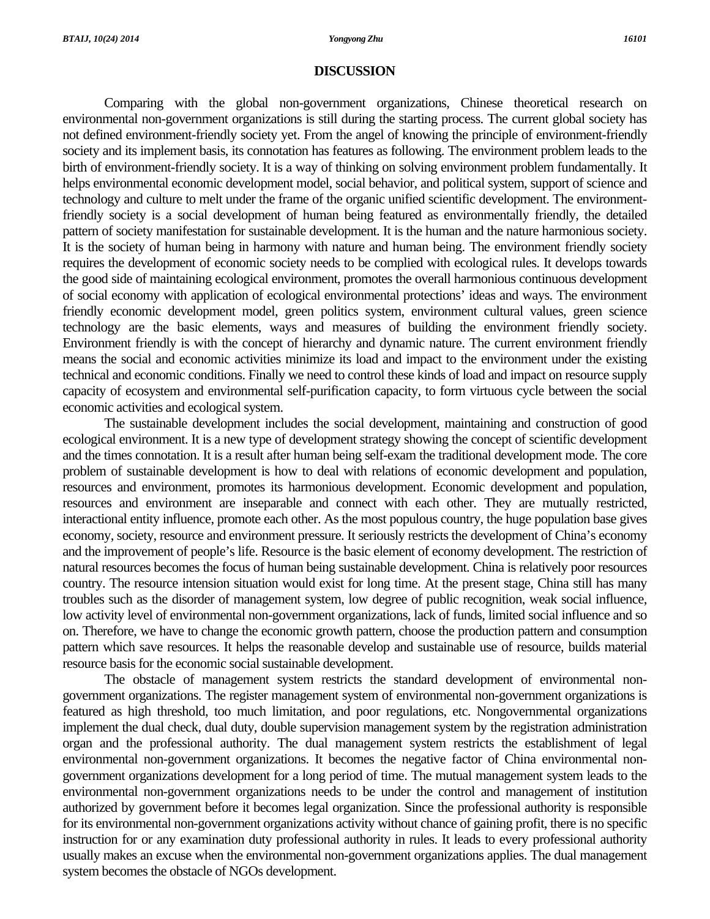## DISCUSSION

Comparing with the global non-government organizations, Chinese theoretical research on environmental non-government organizations is still during the starting process. The current global society has not defined environment-friendly society yet. From the angel of knowing the principle of environment-friendly society and its implement basis, its connotation has features as following. The environment problem leads to the birth of environment-friendly society. It is a way of thinking on solving environment problem fundamentally. It helps environmental economic development model, social behavior, and political system, support of science and technology and culture to melt under the frame of the organic unified scientific development. The environment-friendly society is a social development of human being featured as environmentally friendly, the detailed pattern of society manifestation for sustainable development. It is the human and the nature harmonious society. It is the society of human being in harmony with nature and human being. The environment friendly society requires the development of economic society needs to be complied with ecological rules. It develops towards the good side of maintaining ecological environment, promotes the overall harmonious continuous development of social economy with application of ecological environmental protections' ideas and ways. The environment friendly economic development model, green politics system, environment cultural values, green science technology are the basic elements, ways and measures of building the environment friendly society. Environment friendly is with the concept of hierarchy and dynamic nature. The current environment friendly means the social and economic activities minimize its load and impact to the environment under the existing technical and economic conditions. Finally we need to control these kinds of load and impact on resource supply capacity of ecosystem and environmental self-purification capacity, to form virtuous cycle between the social economic activities and ecological system.

The sustainable development includes the social development, maintaining and construction of good ecological environment. It is a new type of development strategy showing the concept of scientific development and the times connotation. It is a result after human being self-exam the traditional development mode. The core problem of sustainable development is how to deal with relations of economic development and population, resources and environment, promotes its harmonious development. Economic development and population, resources and environment are inseparable and connect with each other. They are mutually restricted, interactional entity influence, promote each other. As the most populous country, the huge population base gives economy, society, resource and environment pressure. It seriously restricts the development of China's economy and the improvement of people's life. Resource is the basic element of economy development. The restriction of natural resources becomes the focus of human being sustainable development. China is relatively poor resources country. The resource intension situation would exist for long time. At the present stage, China still has many troubles such as the disorder of management system, low degree of public recognition, weak social influence, low activity level of environmental non-government organizations, lack of funds, limited social influence and so on. Therefore, we have to change the economic growth pattern, choose the production pattern and consumption pattern which save resources. It helps the reasonable develop and sustainable use of resource, builds material resource basis for the economic social sustainable development.

The obstacle of management system restricts the standard development of environmental non-government organizations. The register management system of environmental non-government organizations is featured as high threshold, too much limitation, and poor regulations, etc. Nongovernmental organizations implement the dual check, dual duty, double supervision management system by the registration administration organ and the professional authority. The dual management system restricts the establishment of legal environmental non-government organizations. It becomes the negative factor of China environmental non-government organizations development for a long period of time. The mutual management system leads to the environmental non-government organizations needs to be under the control and management of institution authorized by government before it becomes legal organization. Since the professional authority is responsible for its environmental non-government organizations activity without chance of gaining profit, there is no specific instruction for or any examination duty professional authority in rules. It leads to every professional authority usually makes an excuse when the environmental non-government organizations applies. The dual management system becomes the obstacle of NGOs development.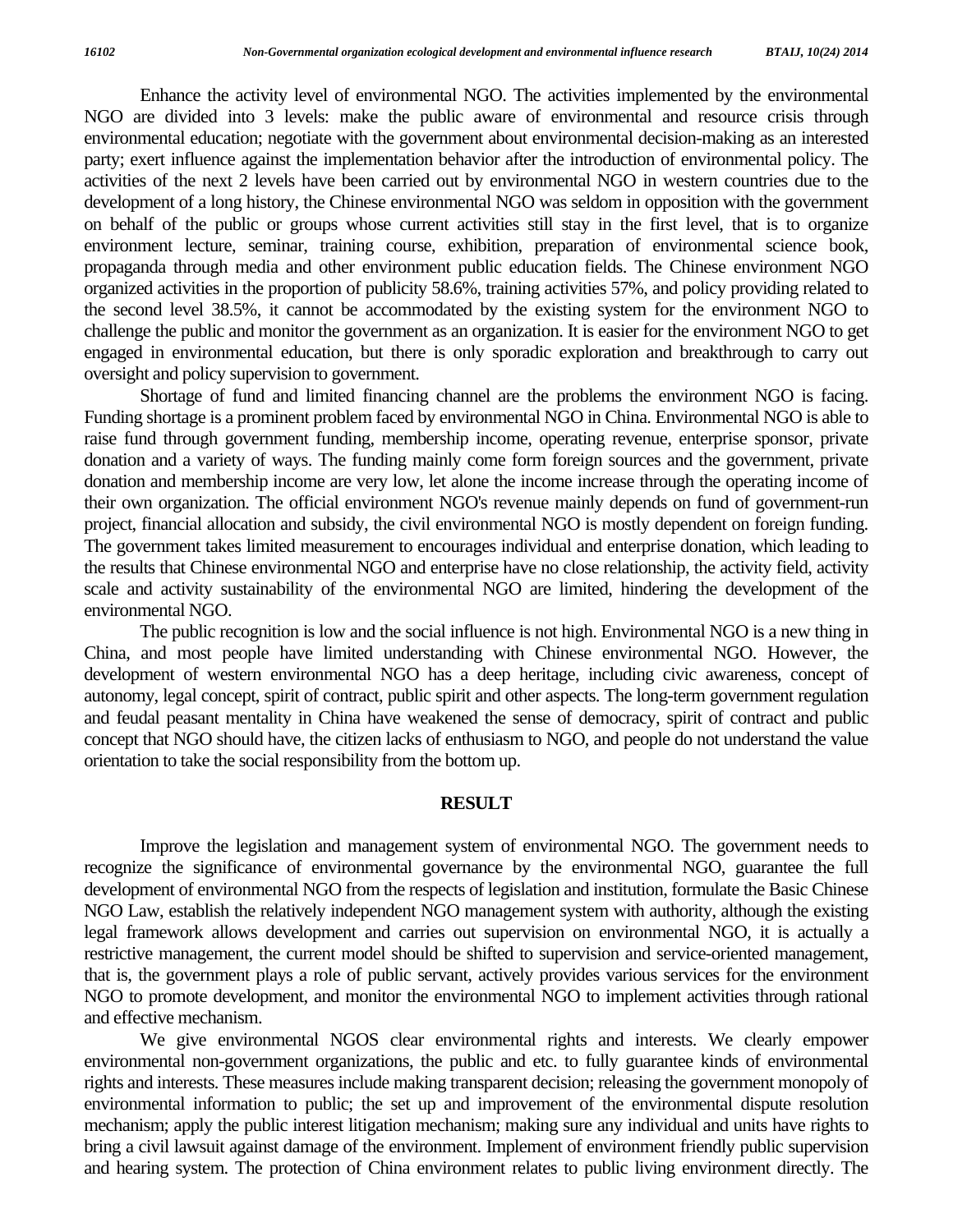Enhance the activity level of environmental NGO. The activities implemented by the environmental NGO are divided into 3 levels: make the public aware of environmental and resource crisis through environmental education; negotiate with the government about environmental decision-making as an interested party; exert influence against the implementation behavior after the introduction of environmental policy. The activities of the next 2 levels have been carried out by environmental NGO in western countries due to the development of a long history, the Chinese environmental NGO was seldom in opposition with the government on behalf of the public or groups whose current activities still stay in the first level, that is to organize environment lecture, seminar, training course, exhibition, preparation of environmental science book, propaganda through media and other environment public education fields. The Chinese environment NGO organized activities in the proportion of publicity 58.6%, training activities 57%, and policy providing related to the second level 38.5%, it cannot be accommodated by the existing system for the environment NGO to challenge the public and monitor the government as an organization. It is easier for the environment NGO to get engaged in environmental education, but there is only sporadic exploration and breakthrough to carry out oversight and policy supervision to government.

Shortage of fund and limited financing channel are the problems the environment NGO is facing. Funding shortage is a prominent problem faced by environmental NGO in China. Environmental NGO is able to raise fund through government funding, membership income, operating revenue, enterprise sponsor, private donation and a variety of ways. The funding mainly come form foreign sources and the government, private donation and membership income are very low, let alone the income increase through the operating income of their own organization. The official environment NGO's revenue mainly depends on fund of government-run project, financial allocation and subsidy, the civil environmental NGO is mostly dependent on foreign funding. The government takes limited measurement to encourages individual and enterprise donation, which leading to the results that Chinese environmental NGO and enterprise have no close relationship, the activity field, activity scale and activity sustainability of the environmental NGO are limited, hindering the development of the environmental NGO.

The public recognition is low and the social influence is not high. Environmental NGO is a new thing in China, and most people have limited understanding with Chinese environmental NGO. However, the development of western environmental NGO has a deep heritage, including civic awareness, concept of autonomy, legal concept, spirit of contract, public spirit and other aspects. The long-term government regulation and feudal peasant mentality in China have weakened the sense of democracy, spirit of contract and public concept that NGO should have, the citizen lacks of enthusiasm to NGO, and people do not understand the value orientation to take the social responsibility from the bottom up.

## RESULT

Improve the legislation and management system of environmental NGO. The government needs to recognize the significance of environmental governance by the environmental NGO, guarantee the full development of environmental NGO from the respects of legislation and institution, formulate the Basic Chinese NGO Law, establish the relatively independent NGO management system with authority, although the existing legal framework allows development and carries out supervision on environmental NGO, it is actually a restrictive management, the current model should be shifted to supervision and service-oriented management, that is, the government plays a role of public servant, actively provides various services for the environment NGO to promote development, and monitor the environmental NGO to implement activities through rational and effective mechanism.

We give environmental NGOS clear environmental rights and interests. We clearly empower environmental non-government organizations, the public and etc. to fully guarantee kinds of environmental rights and interests. These measures include making transparent decision; releasing the government monopoly of environmental information to public; the set up and improvement of the environmental dispute resolution mechanism; apply the public interest litigation mechanism; making sure any individual and units have rights to bring a civil lawsuit against damage of the environment. Implement of environment friendly public supervision and hearing system. The protection of China environment relates to public living environment directly. The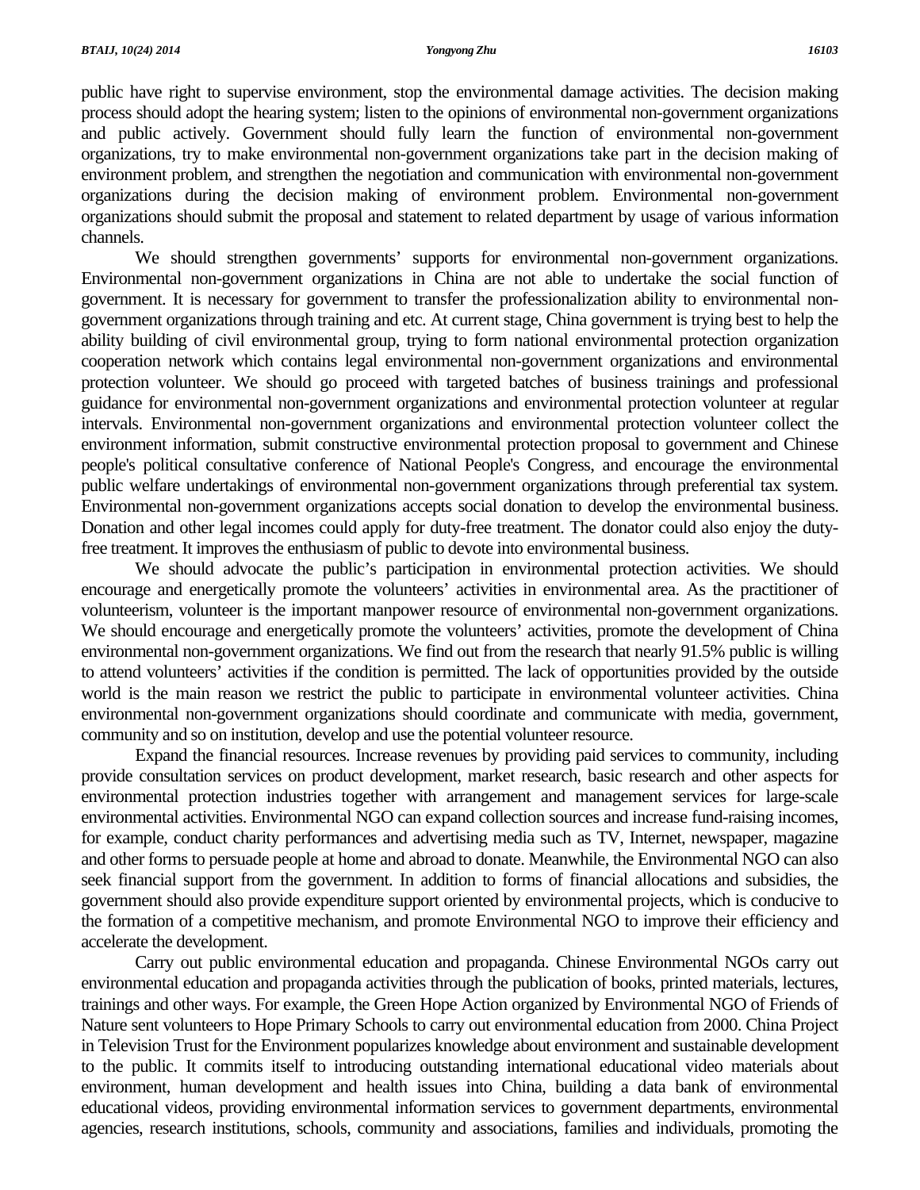public have right to supervise environment, stop the environmental damage activities. The decision making process should adopt the hearing system; listen to the opinions of environmental non-government organizations and public actively. Government should fully learn the function of environmental non-government organizations, try to make environmental non-government organizations take part in the decision making of environment problem, and strengthen the negotiation and communication with environmental non-government organizations during the decision making of environment problem. Environmental non-government organizations should submit the proposal and statement to related department by usage of various information channels.

We should strengthen governments' supports for environmental non-government organizations. Environmental non-government organizations in China are not able to undertake the social function of government. It is necessary for government to transfer the professionalization ability to environmental non-government organizations through training and etc. At current stage, China government is trying best to help the ability building of civil environmental group, trying to form national environmental protection organization cooperation network which contains legal environmental non-government organizations and environmental protection volunteer. We should go proceed with targeted batches of business trainings and professional guidance for environmental non-government organizations and environmental protection volunteer at regular intervals. Environmental non-government organizations and environmental protection volunteer collect the environment information, submit constructive environmental protection proposal to government and Chinese people's political consultative conference of National People's Congress, and encourage the environmental public welfare undertakings of environmental non-government organizations through preferential tax system. Environmental non-government organizations accepts social donation to develop the environmental business. Donation and other legal incomes could apply for duty-free treatment. The donator could also enjoy the duty-free treatment. It improves the enthusiasm of public to devote into environmental business.

We should advocate the public's participation in environmental protection activities. We should encourage and energetically promote the volunteers' activities in environmental area. As the practitioner of volunteerism, volunteer is the important manpower resource of environmental non-government organizations. We should encourage and energetically promote the volunteers' activities, promote the development of China environmental non-government organizations. We find out from the research that nearly 91.5% public is willing to attend volunteers' activities if the condition is permitted. The lack of opportunities provided by the outside world is the main reason we restrict the public to participate in environmental volunteer activities. China environmental non-government organizations should coordinate and communicate with media, government, community and so on institution, develop and use the potential volunteer resource.

Expand the financial resources. Increase revenues by providing paid services to community, including provide consultation services on product development, market research, basic research and other aspects for environmental protection industries together with arrangement and management services for large-scale environmental activities. Environmental NGO can expand collection sources and increase fund-raising incomes, for example, conduct charity performances and advertising media such as TV, Internet, newspaper, magazine and other forms to persuade people at home and abroad to donate. Meanwhile, the Environmental NGO can also seek financial support from the government. In addition to forms of financial allocations and subsidies, the government should also provide expenditure support oriented by environmental projects, which is conducive to the formation of a competitive mechanism, and promote Environmental NGO to improve their efficiency and accelerate the development.

Carry out public environmental education and propaganda. Chinese Environmental NGOs carry out environmental education and propaganda activities through the publication of books, printed materials, lectures, trainings and other ways. For example, the Green Hope Action organized by Environmental NGO of Friends of Nature sent volunteers to Hope Primary Schools to carry out environmental education from 2000. China Project in Television Trust for the Environment popularizes knowledge about environment and sustainable development to the public. It commits itself to introducing outstanding international educational video materials about environment, human development and health issues into China, building a data bank of environmental educational videos, providing environmental information services to government departments, environmental agencies, research institutions, schools, community and associations, families and individuals, promoting the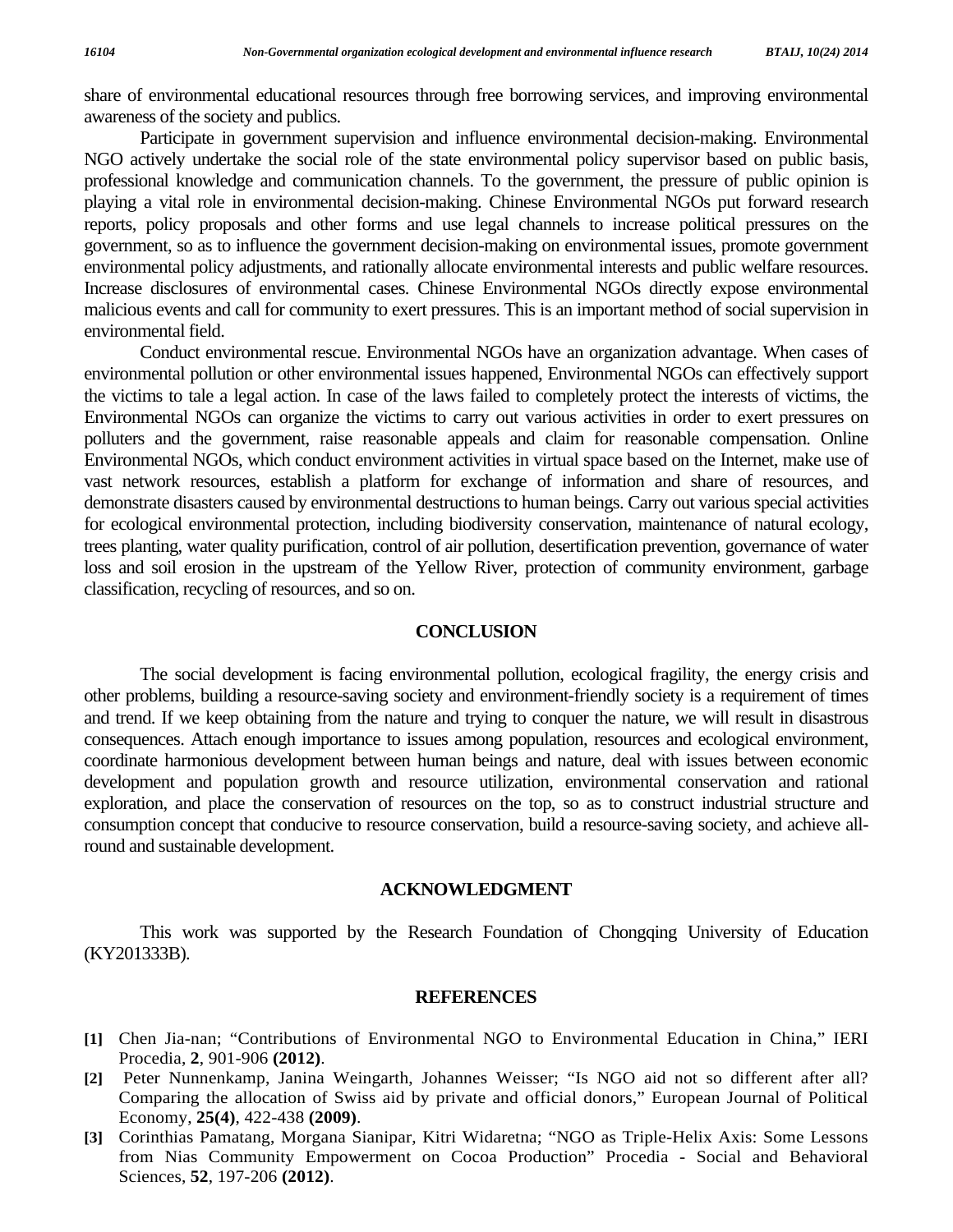share of environmental educational resources through free borrowing services, and improving environmental awareness of the society and publics.

Participate in government supervision and influence environmental decision-making. Environmental NGO actively undertake the social role of the state environmental policy supervisor based on public basis, professional knowledge and communication channels. To the government, the pressure of public opinion is playing a vital role in environmental decision-making. Chinese Environmental NGOs put forward research reports, policy proposals and other forms and use legal channels to increase political pressures on the government, so as to influence the government decision-making on environmental issues, promote government environmental policy adjustments, and rationally allocate environmental interests and public welfare resources. Increase disclosures of environmental cases. Chinese Environmental NGOs directly expose environmental malicious events and call for community to exert pressures. This is an important method of social supervision in environmental field.

Conduct environmental rescue. Environmental NGOs have an organization advantage. When cases of environmental pollution or other environmental issues happened, Environmental NGOs can effectively support the victims to tale a legal action. In case of the laws failed to completely protect the interests of victims, the Environmental NGOs can organize the victims to carry out various activities in order to exert pressures on polluters and the government, raise reasonable appeals and claim for reasonable compensation. Online Environmental NGOs, which conduct environment activities in virtual space based on the Internet, make use of vast network resources, establish a platform for exchange of information and share of resources, and demonstrate disasters caused by environmental destructions to human beings. Carry out various special activities for ecological environmental protection, including biodiversity conservation, maintenance of natural ecology, trees planting, water quality purification, control of air pollution, desertification prevention, governance of water loss and soil erosion in the upstream of the Yellow River, protection of community environment, garbage classification, recycling of resources, and so on.

## CONCLUSION

The social development is facing environmental pollution, ecological fragility, the energy crisis and other problems, building a resource-saving society and environment-friendly society is a requirement of times and trend. If we keep obtaining from the nature and trying to conquer the nature, we will result in disastrous consequences. Attach enough importance to issues among population, resources and ecological environment, coordinate harmonious development between human beings and nature, deal with issues between economic development and population growth and resource utilization, environmental conservation and rational exploration, and place the conservation of resources on the top, so as to construct industrial structure and consumption concept that conducive to resource conservation, build a resource-saving society, and achieve all-round and sustainable development.

## ACKNOWLEDGMENT

This work was supported by the Research Foundation of Chongqing University of Education (KY201333B).

## REFERENCES

**[1]** Chen Jia-nan; "Contributions of Environmental NGO to Environmental Education in China," IERI Procedia, **2**, 901-906 **(2012)**.

**[2]** Peter Nunnenkamp, Janina Weingarth, Johannes Weisser; "Is NGO aid not so different after all? Comparing the allocation of Swiss aid by private and official donors," European Journal of Political Economy, **25(4)**, 422-438 **(2009)**.

**[3]** Corinthias Pamatang, Morgana Sianipar, Kitri Widaretna; "NGO as Triple-Helix Axis: Some Lessons from Nias Community Empowerment on Cocoa Production" Procedia - Social and Behavioral Sciences, **52**, 197-206 **(2012)**.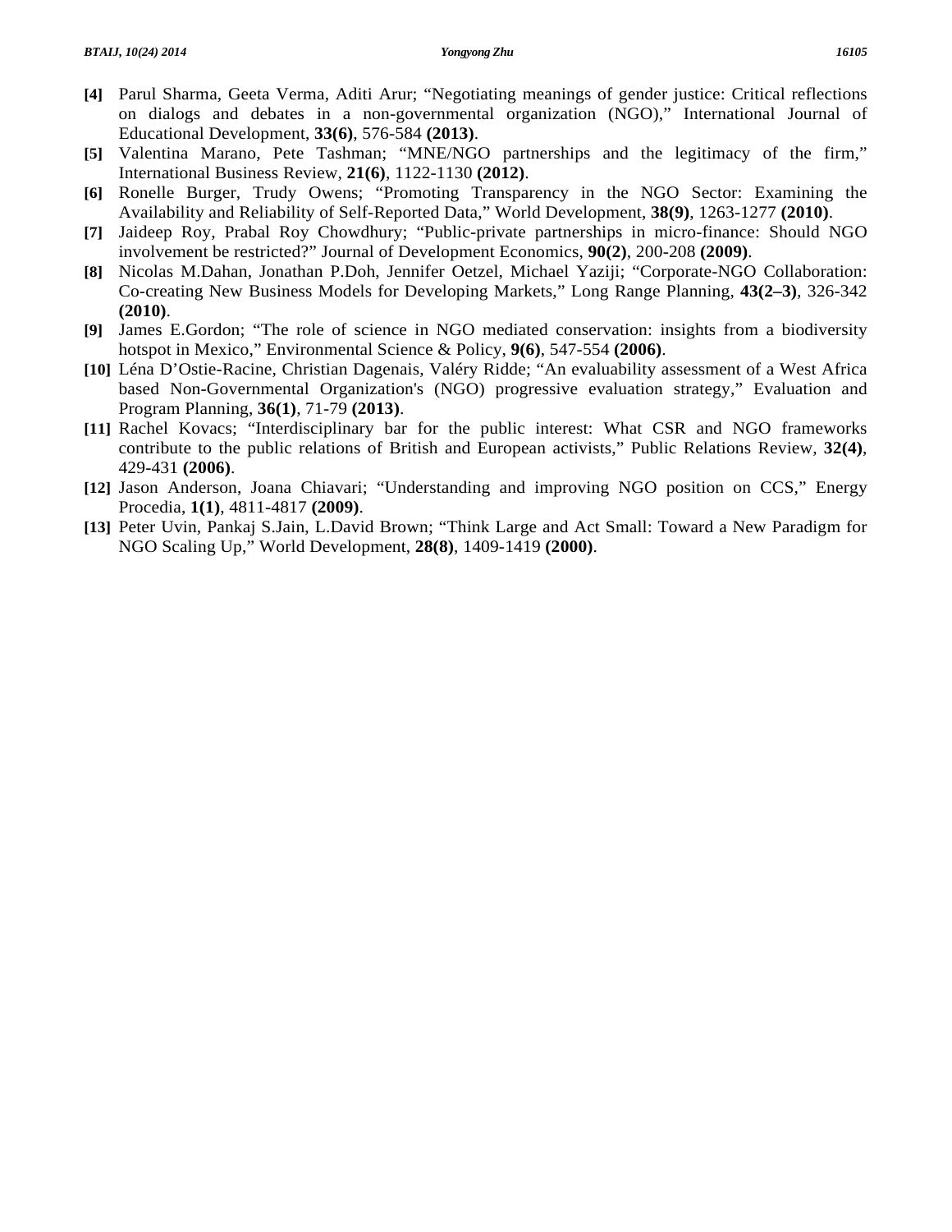**[4]** Parul Sharma, Geeta Verma, Aditi Arur; “Negotiating meanings of gender justice: Critical reflections on dialogs and debates in a non-governmental organization (NGO),” International Journal of Educational Development, **33(6)**, 576-584 **(2013)**.

**[5]** Valentina Marano, Pete Tashman; “MNE/NGO partnerships and the legitimacy of the firm,” International Business Review, **21(6)**, 1122-1130 **(2012)**.

**[6]** Ronelle Burger, Trudy Owens; “Promoting Transparency in the NGO Sector: Examining the Availability and Reliability of Self-Reported Data,” World Development, **38(9)**, 1263-1277 **(2010)**.

**[7]** Jaideep Roy, Prabal Roy Chowdhury; “Public-private partnerships in micro-finance: Should NGO involvement be restricted?” Journal of Development Economics, **90(2)**, 200-208 **(2009)**.

**[8]** Nicolas M.Dahan, Jonathan P.Doh, Jennifer Oetzel, Michael Yaziji; “Corporate-NGO Collaboration: Co-creating New Business Models for Developing Markets,” Long Range Planning, **43(2–3)**, 326-342 **(2010)**.

**[9]** James E.Gordon; “The role of science in NGO mediated conservation: insights from a biodiversity hotspot in Mexico,” Environmental Science & Policy, **9(6)**, 547-554 **(2006)**.

**[10]** Léna D’Ostie-Racine, Christian Dagenais, Valéry Ridde; “An evaluability assessment of a West Africa based Non-Governmental Organization's (NGO) progressive evaluation strategy,” Evaluation and Program Planning, **36(1)**, 71-79 **(2013)**.

**[11]** Rachel Kovacs; “Interdisciplinary bar for the public interest: What CSR and NGO frameworks contribute to the public relations of British and European activists,” Public Relations Review, **32(4)**, 429-431 **(2006)**.

**[12]** Jason Anderson, Joana Chiavari; “Understanding and improving NGO position on CCS,” Energy Procedia, **1(1)**, 4811-4817 **(2009)**.

**[13]** Peter Uvin, Pankaj S.Jain, L.David Brown; “Think Large and Act Small: Toward a New Paradigm for NGO Scaling Up,” World Development, **28(8)**, 1409-1419 **(2000)**.